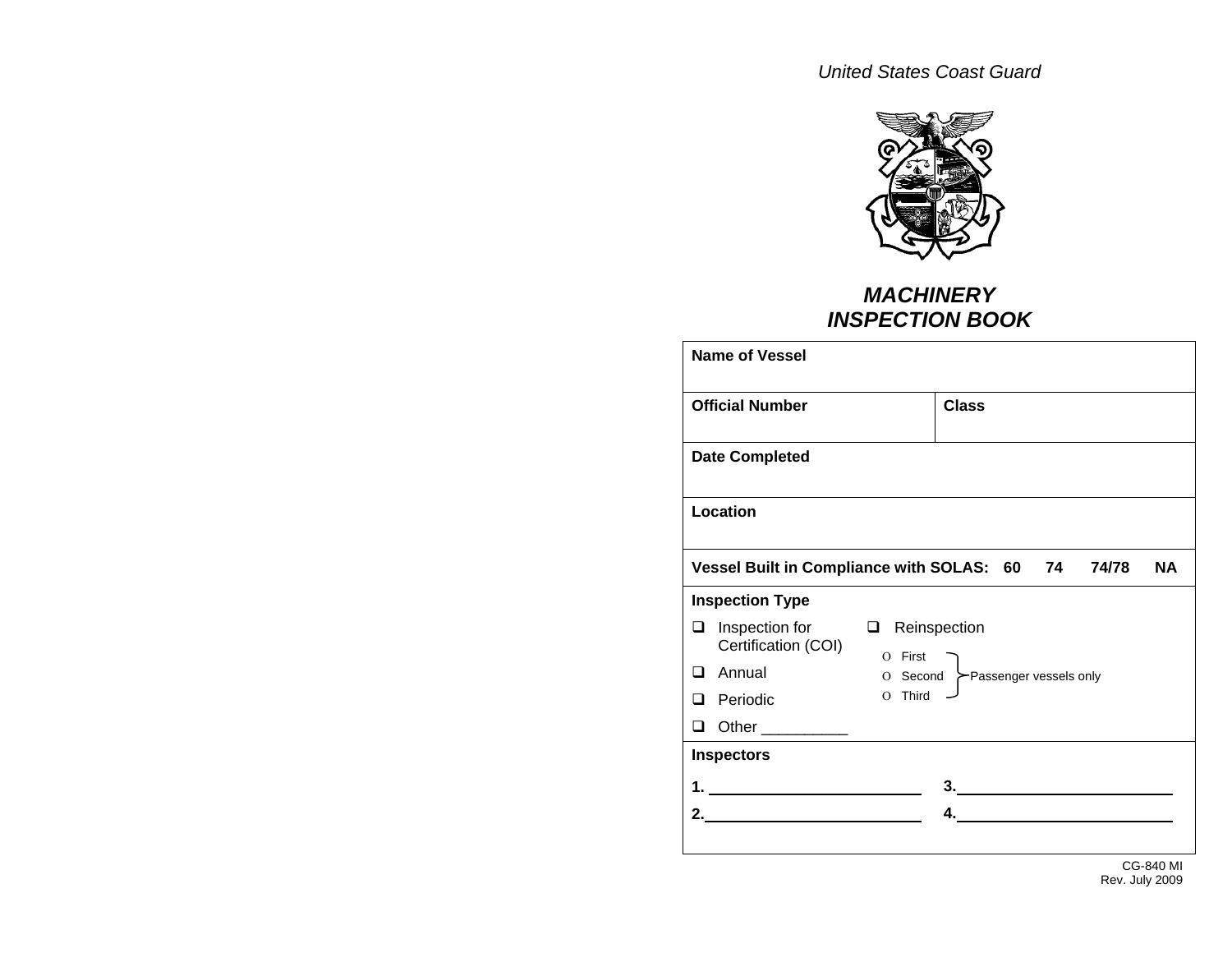*United States Coast Guard*

# *MACHINERY INSPECTION BOOK*

| **Name of Vessel** | |
|---|---|
| **Official Number** | **Class** |
| **Date Completed** | |
| **Location** | |
| **Vessel Built in Compliance with SOLAS: 60 74 74/78 NA** | |

**Inspection Type**

- ❑ Inspection for Certification (COI)
- ❑ Annual
- ❑ Periodic
- ❑ Other __________
- ❑ Reinspection
  - O First
  - O Second
  - O Third

  (First, Second, Third: Passenger vessels only)

**Inspectors**

1. ________________________
2. ________________________
3. ________________________
4. ________________________

CG-840 MI
Rev. July 2009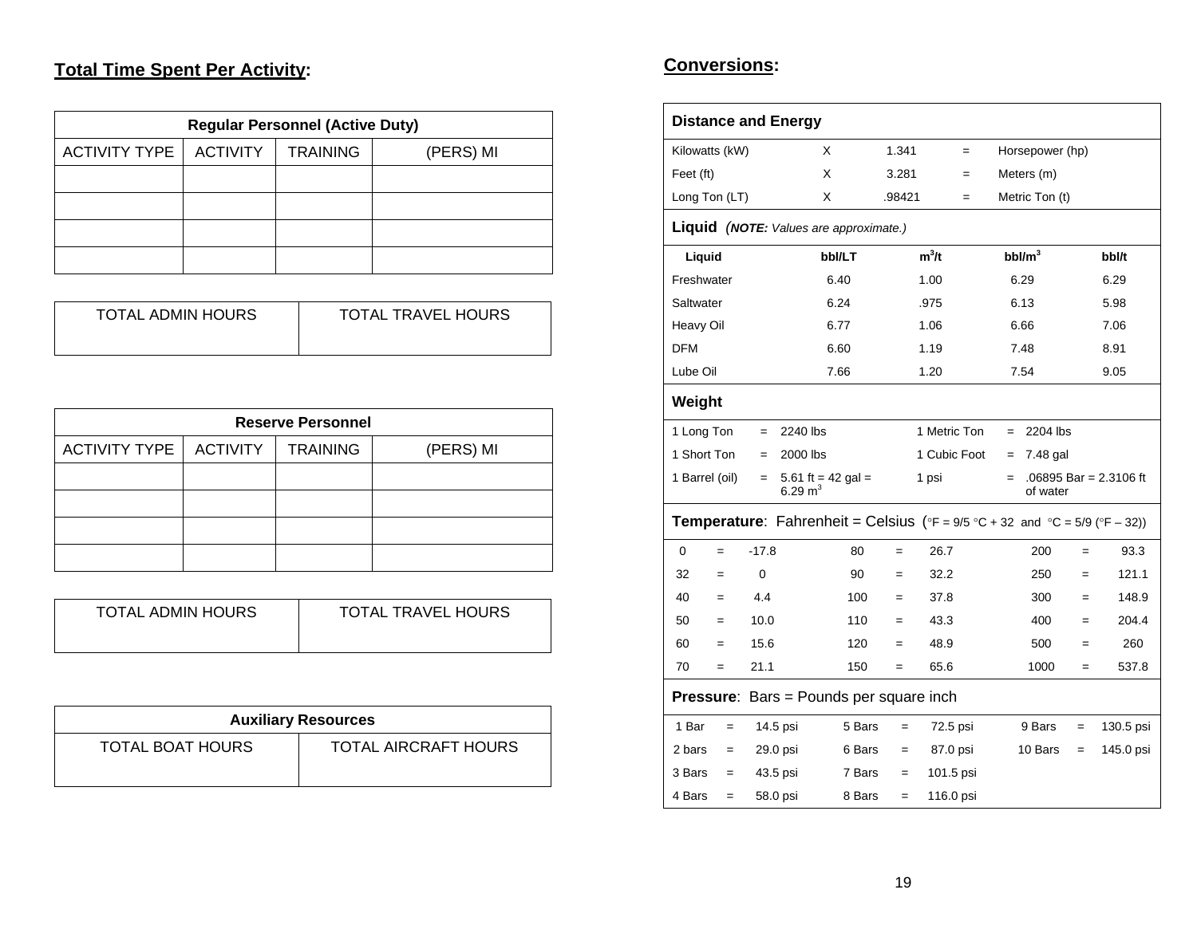## Total Time Spent Per Activity:

| Regular Personnel (Active Duty) | | | |
|---|---|---|---|
| ACTIVITY TYPE | ACTIVITY | TRAINING | (PERS) MI |
| | | | |
| | | | |
| | | | |
| | | | |

| TOTAL ADMIN HOURS | TOTAL TRAVEL HOURS |
|---|---|
| | |

| Reserve Personnel | | | |
|---|---|---|---|
| ACTIVITY TYPE | ACTIVITY | TRAINING | (PERS) MI |
| | | | |
| | | | |
| | | | |
| | | | |

| TOTAL ADMIN HOURS | TOTAL TRAVEL HOURS |
|---|---|
| | |

| Auxiliary Resources | |
|---|---|
| TOTAL BOAT HOURS | TOTAL AIRCRAFT HOURS |
| | |

## Conversions:

**Distance and Energy**

| | | | | |
|---|---|---|---|---|
| Kilowatts (kW) | X | 1.341 | = | Horsepower (hp) |
| Feet (ft) | X | 3.281 | = | Meters (m) |
| Long Ton (LT) | X | .98421 | = | Metric Ton (t) |

**Liquid** (***NOTE:*** *Values are approximate.*)

| Liquid | bbl/LT | $m^3/t$ | $bbl/m^3$ | bbl/t |
|---|---|---|---|---|
| Freshwater | 6.40 | 1.00 | 6.29 | 6.29 |
| Saltwater | 6.24 | .975 | 6.13 | 5.98 |
| Heavy Oil | 6.77 | 1.06 | 6.66 | 7.06 |
| DFM | 6.60 | 1.19 | 7.48 | 8.91 |
| Lube Oil | 7.66 | 1.20 | 7.54 | 9.05 |

**Weight**

| | | | | | |
|---|---|---|---|---|---|
| 1 Long Ton | = | 2240 lbs | 1 Metric Ton | = | 2204 lbs |
| 1 Short Ton | = | 2000 lbs | 1 Cubic Foot | = | 7.48 gal |
| 1 Barrel (oil) | = | 5.61 ft = 42 gal = 6.29 $m^3$ | 1 psi | = | .06895 Bar = 2.3106 ft of water |

**Temperature**: Fahrenheit = Celsius (°F = 9/5 °C + 32 and °C = 5/9 (°F – 32))

| | | | | | | | | |
|---|---|---|---|---|---|---|---|---|
| 0 | = | -17.8 | 80 | = | 26.7 | 200 | = | 93.3 |
| 32 | = | 0 | 90 | = | 32.2 | 250 | = | 121.1 |
| 40 | = | 4.4 | 100 | = | 37.8 | 300 | = | 148.9 |
| 50 | = | 10.0 | 110 | = | 43.3 | 400 | = | 204.4 |
| 60 | = | 15.6 | 120 | = | 48.9 | 500 | = | 260 |
| 70 | = | 21.1 | 150 | = | 65.6 | 1000 | = | 537.8 |

**Pressure**: Bars = Pounds per square inch

| | | | | | | | | |
|---|---|---|---|---|---|---|---|---|
| 1 Bar | = | 14.5 psi | 5 Bars | = | 72.5 psi | 9 Bars | = | 130.5 psi |
| 2 bars | = | 29.0 psi | 6 Bars | = | 87.0 psi | 10 Bars | = | 145.0 psi |
| 3 Bars | = | 43.5 psi | 7 Bars | = | 101.5 psi | | | |
| 4 Bars | = | 58.0 psi | 8 Bars | = | 116.0 psi | | | |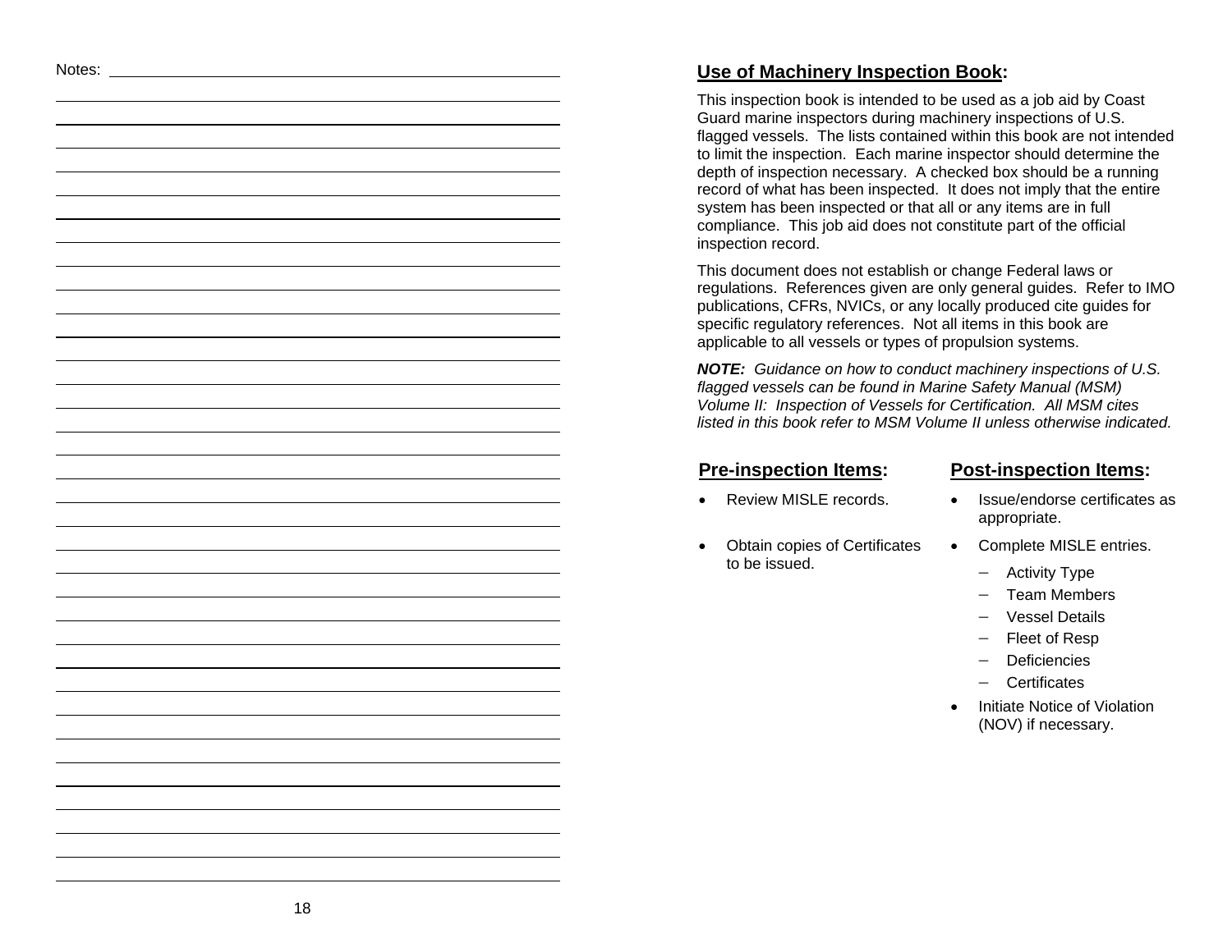Notes:

## Use of Machinery Inspection Book:

This inspection book is intended to be used as a job aid by Coast Guard marine inspectors during machinery inspections of U.S. flagged vessels. The lists contained within this book are not intended to limit the inspection. Each marine inspector should determine the depth of inspection necessary. A checked box should be a running record of what has been inspected. It does not imply that the entire system has been inspected or that all or any items are in full compliance. This job aid does not constitute part of the official inspection record.

This document does not establish or change Federal laws or regulations. References given are only general guides. Refer to IMO publications, CFRs, NVICs, or any locally produced cite guides for specific regulatory references. Not all items in this book are applicable to all vessels or types of propulsion systems.

***NOTE:*** *Guidance on how to conduct machinery inspections of U.S. flagged vessels can be found in Marine Safety Manual (MSM) Volume II: Inspection of Vessels for Certification. All MSM cites listed in this book refer to MSM Volume II unless otherwise indicated.*

### Pre-inspection Items:

- Review MISLE records.
- Obtain copies of Certificates to be issued.

### Post-inspection Items:

- Issue/endorse certificates as appropriate.
- Complete MISLE entries.
  - Activity Type
  - Team Members
  - Vessel Details
  - Fleet of Resp
  - Deficiencies
  - Certificates
- Initiate Notice of Violation (NOV) if necessary.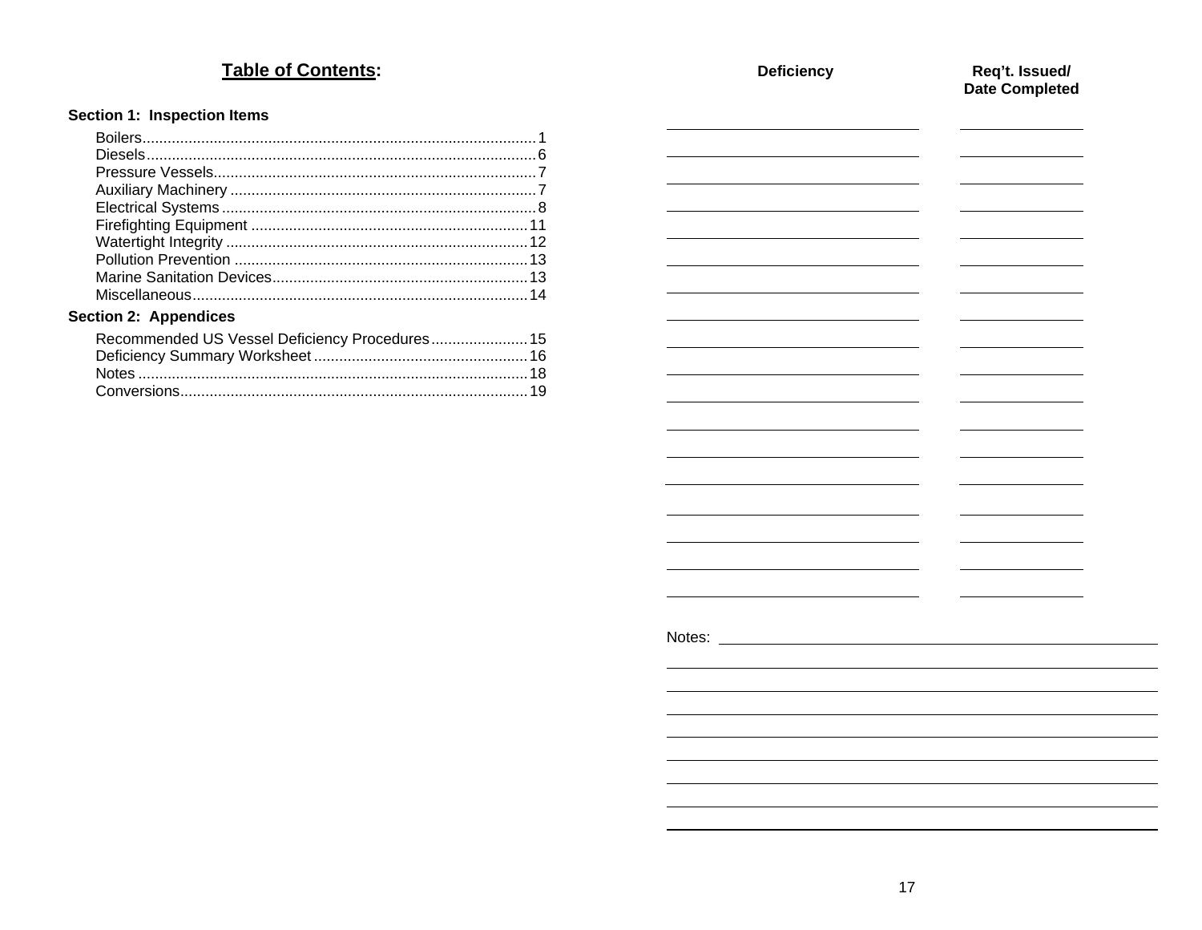## **Table of Contents**:

**Section 1: Inspection Items**

- Boilers......1
- Diesels......6
- Pressure Vessels......7
- Auxiliary Machinery......7
- Electrical Systems......8
- Firefighting Equipment......11
- Watertight Integrity......12
- Pollution Prevention......13
- Marine Sanitation Devices......13
- Miscellaneous......14

**Section 2: Appendices**

- Recommended US Vessel Deficiency Procedures......15
- Deficiency Summary Worksheet......16
- Notes......18
- Conversions......19

| **Deficiency** | **Req't. Issued/ Date Completed** |
|---|---|
| | |
| | |
| | |
| | |
| | |
| | |
| | |
| | |
| | |
| | |
| | |
| | |
| | |
| | |
| | |
| | |
| | |
| | |

Notes: ______________________________________________

______________________________________________

______________________________________________

______________________________________________

______________________________________________

______________________________________________

______________________________________________

______________________________________________

______________________________________________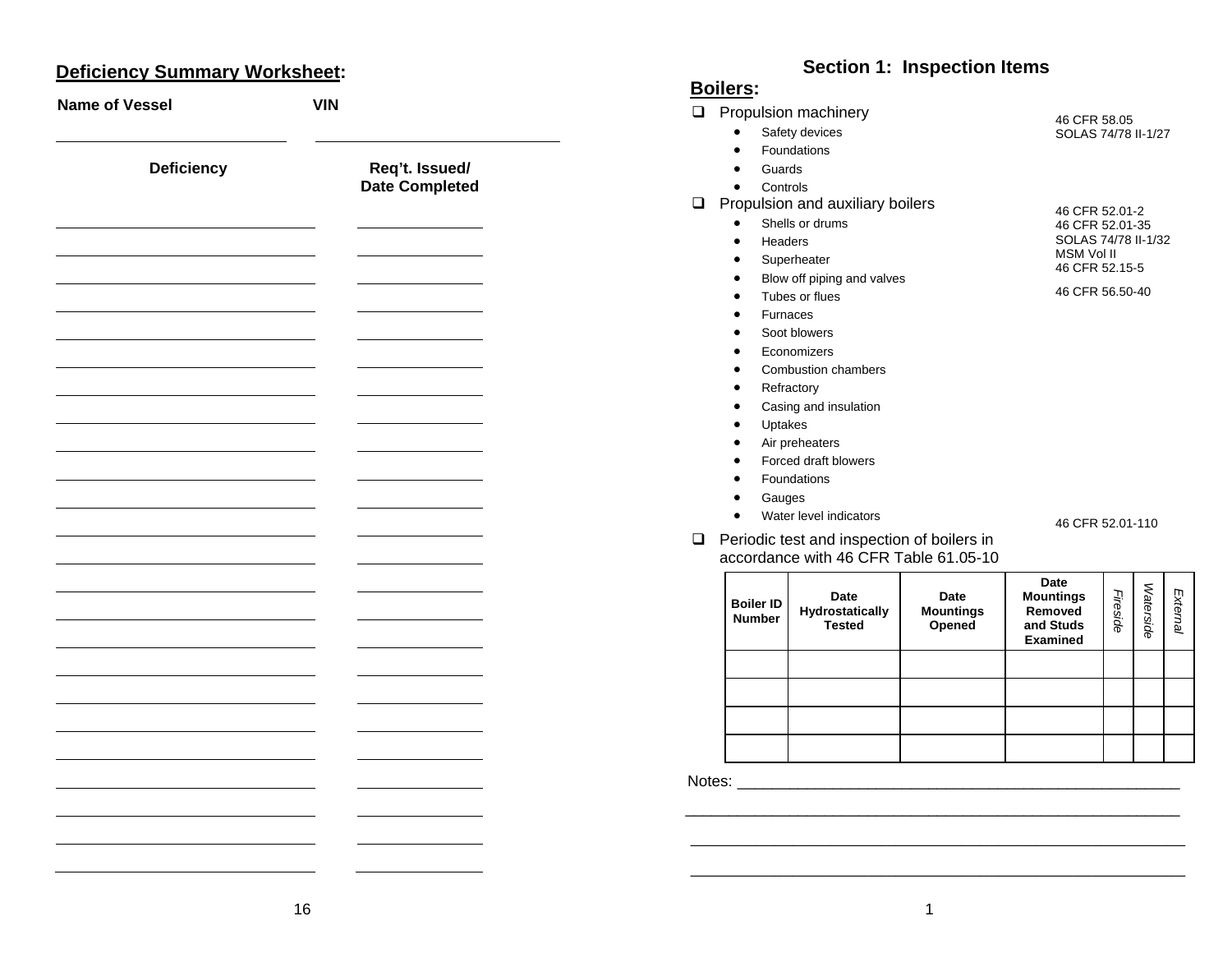## Deficiency Summary Worksheet:

| Name of Vessel | VIN |
|---|---|
| | |

| Deficiency | Req't. Issued/ Date Completed |
|---|---|
| | |
| | |
| | |
| | |
| | |
| | |
| | |
| | |
| | |
| | |
| | |
| | |
| | |
| | |
| | |
| | |
| | |
| | |
| | |
| | |
| | |
| | |
| | |
| | |

# Section 1: Inspection Items

## Boilers:

- ❑ Propulsion machinery — 46 CFR 58.05; SOLAS 74/78 II-1/27
  - Safety devices
  - Foundations
  - Guards
  - Controls
- ❑ Propulsion and auxiliary boilers — 46 CFR 52.01-2; 46 CFR 52.01-35; SOLAS 74/78 II-1/32; MSM Vol II; 46 CFR 52.15-5; 46 CFR 56.50-40
  - Shells or drums
  - Headers
  - Superheater
  - Blow off piping and valves
  - Tubes or flues
  - Furnaces
  - Soot blowers
  - Economizers
  - Combustion chambers
  - Refractory
  - Casing and insulation
  - Uptakes
  - Air preheaters
  - Forced draft blowers
  - Foundations
  - Gauges
  - Water level indicators — 46 CFR 52.01-110
- ❑ Periodic test and inspection of boilers in accordance with 46 CFR Table 61.05-10

| Boiler ID Number | Date Hydrostatically Tested | Date Mountings Opened | Date Mountings Removed and Studs Examined | *Fireside* | *Waterside* | *External* |
|---|---|---|---|---|---|---|
| | | | | | | |
| | | | | | | |
| | | | | | | |
| | | | | | | |

Notes: ______________________________________________

______________________________________________

______________________________________________

______________________________________________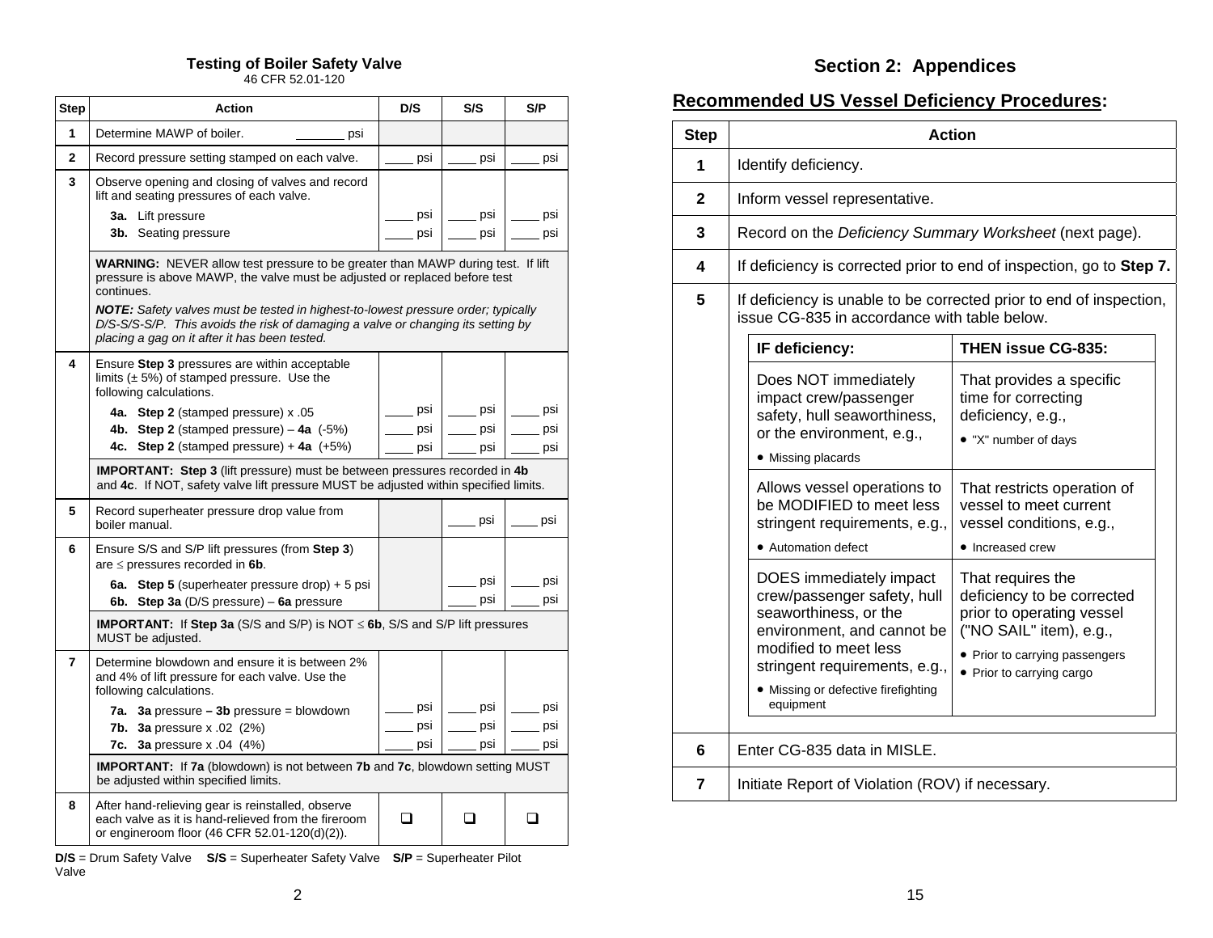## Testing of Boiler Safety Valve

46 CFR 52.01-120

| Step | Action | D/S | S/S | S/P |
|---|---|---|---|---|
| 1 | Determine MAWP of boiler. _______ psi | | | |
| 2 | Record pressure setting stamped on each valve. | ____ psi | ____ psi | ____ psi |
| 3 | Observe opening and closing of valves and record lift and seating pressures of each valve. | | | |
| | **3a.** Lift pressure | ____ psi | ____ psi | ____ psi |
| | **3b.** Seating pressure | ____ psi | ____ psi | ____ psi |
| | **WARNING:** NEVER allow test pressure to be greater than MAWP during test. If lift pressure is above MAWP, the valve must be adjusted or replaced before test continues. ***NOTE:*** *Safety valves must be tested in highest-to-lowest pressure order; typically D/S-S/S-S/P. This avoids the risk of damaging a valve or changing its setting by placing a gag on it after it has been tested.* | | | |
| 4 | Ensure **Step 3** pressures are within acceptable limits (± 5%) of stamped pressure. Use the following calculations. | | | |
| | **4a. Step 2** (stamped pressure) x .05 | ____ psi | ____ psi | ____ psi |
| | **4b. Step 2** (stamped pressure) – **4a** (-5%) | ____ psi | ____ psi | ____ psi |
| | **4c. Step 2** (stamped pressure) + **4a** (+5%) | ____ psi | ____ psi | ____ psi |
| | **IMPORTANT: Step 3** (lift pressure) must be between pressures recorded in **4b** and **4c**. If NOT, safety valve lift pressure MUST be adjusted within specified limits. | | | |
| 5 | Record superheater pressure drop value from boiler manual. | | ____ psi | ____ psi |
| 6 | Ensure S/S and S/P lift pressures (from **Step 3**) are ≤ pressures recorded in **6b**. | | | |
| | **6a. Step 5** (superheater pressure drop) + 5 psi | | ____ psi | ____ psi |
| | **6b. Step 3a** (D/S pressure) – **6a** pressure | | ____ psi | ____ psi |
| | **IMPORTANT:** If **Step 3a** (S/S and S/P) is NOT ≤ **6b**, S/S and S/P lift pressures MUST be adjusted. | | | |
| 7 | Determine blowdown and ensure it is between 2% and 4% of lift pressure for each valve. Use the following calculations. | | | |
| | **7a. 3a** pressure **– 3b** pressure = blowdown | ____ psi | ____ psi | ____ psi |
| | **7b. 3a** pressure x .02 (2%) | ____ psi | ____ psi | ____ psi |
| | **7c. 3a** pressure x .04 (4%) | ____ psi | ____ psi | ____ psi |
| | **IMPORTANT:** If **7a** (blowdown) is not between **7b** and **7c**, blowdown setting MUST be adjusted within specified limits. | | | |
| 8 | After hand-relieving gear is reinstalled, observe each valve as it is hand-relieved from the fireroom or engineroom floor (46 CFR 52.01-120(d)(2)). | ❑ | ❑ | ❑ |

**D/S** = Drum Safety Valve **S/S** = Superheater Safety Valve **S/P** = Superheater Pilot Valve

# Section 2: Appendices

## Recommended US Vessel Deficiency Procedures:

| Step | Action |
|---|---|
| 1 | Identify deficiency. |
| 2 | Inform vessel representative. |
| 3 | Record on the *Deficiency Summary Worksheet* (next page). |
| 4 | If deficiency is corrected prior to end of inspection, go to **Step 7.** |
| 5 | If deficiency is unable to be corrected prior to end of inspection, issue CG-835 in accordance with table below. |
| 6 | Enter CG-835 data in MISLE. |
| 7 | Initiate Report of Violation (ROV) if necessary. |

| IF deficiency: | THEN issue CG-835: |
|---|---|
| Does NOT immediately impact crew/passenger safety, hull seaworthiness, or the environment, e.g., • Missing placards | That provides a specific time for correcting deficiency, e.g., • "X" number of days |
| Allows vessel operations to be MODIFIED to meet less stringent requirements, e.g., • Automation defect | That restricts operation of vessel to meet current vessel conditions, e.g., • Increased crew |
| DOES immediately impact crew/passenger safety, hull seaworthiness, or the environment, and cannot be modified to meet less stringent requirements, e.g., • Missing or defective firefighting equipment | That requires the deficiency to be corrected prior to operating vessel ("NO SAIL" item), e.g., • Prior to carrying passengers • Prior to carrying cargo |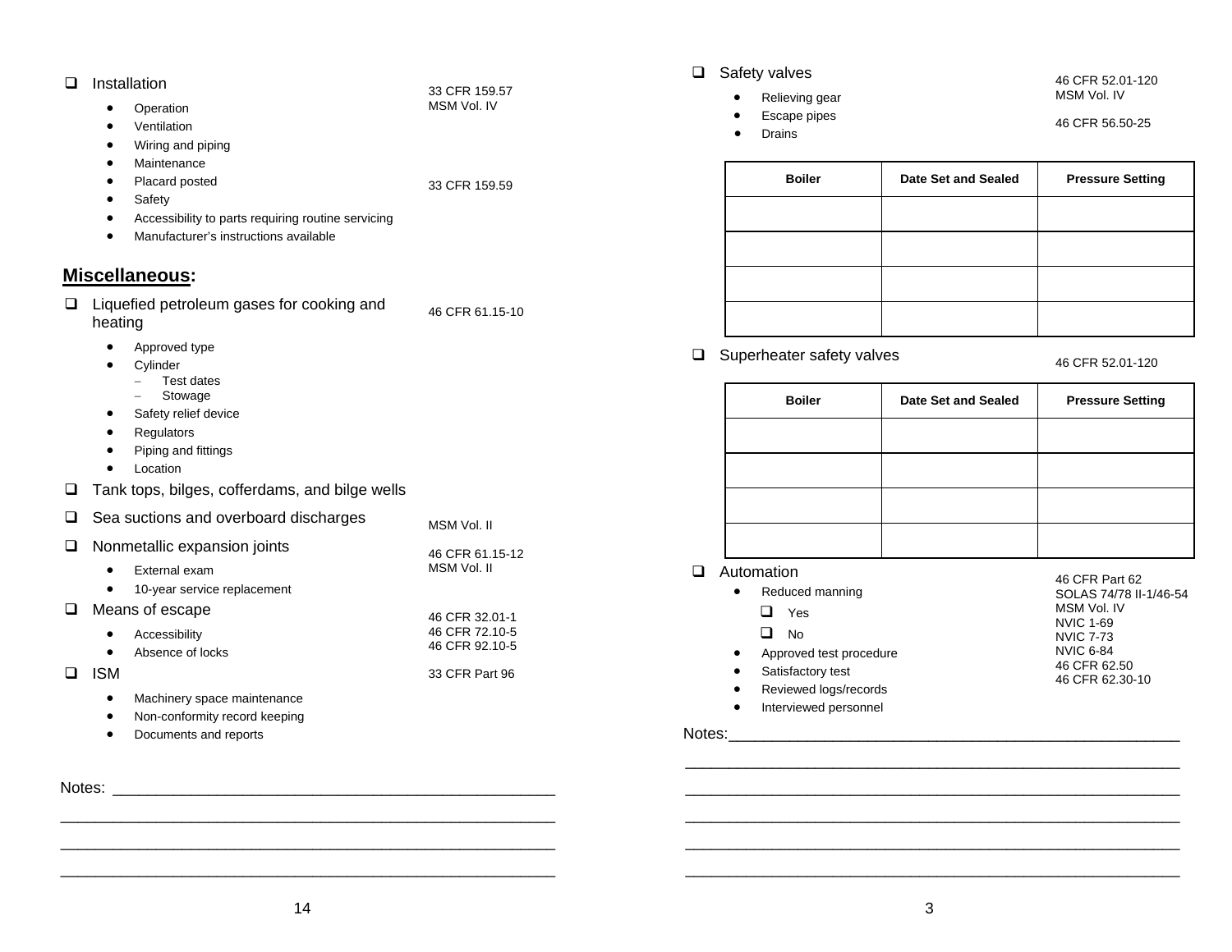- [ ] Installation — 33 CFR 159.57; MSM Vol. IV
  - Operation
  - Ventilation
  - Wiring and piping
  - Maintenance
  - Placard posted — 33 CFR 159.59
  - Safety
  - Accessibility to parts requiring routine servicing
  - Manufacturer's instructions available

## Miscellaneous:

- [ ] Liquefied petroleum gases for cooking and heating — 46 CFR 61.15-10
  - Approved type
  - Cylinder
    - Test dates
    - Stowage
  - Safety relief device
  - Regulators
  - Piping and fittings
  - Location
- [ ] Tank tops, bilges, cofferdams, and bilge wells
- [ ] Sea suctions and overboard discharges — MSM Vol. II
- [ ] Nonmetallic expansion joints — 46 CFR 61.15-12; MSM Vol. II
  - External exam
  - 10-year service replacement
- [ ] Means of escape — 46 CFR 32.01-1; 46 CFR 72.10-5; 46 CFR 92.10-5
  - Accessibility
  - Absence of locks
- [ ] ISM — 33 CFR Part 96
  - Machinery space maintenance
  - Non-conformity record keeping
  - Documents and reports

Notes: ____________________________________________

____________________________________________

____________________________________________

____________________________________________

- [ ] Safety valves — 46 CFR 52.01-120; MSM Vol. IV
  - Relieving gear
  - Escape pipes — 46 CFR 56.50-25
  - Drains

| Boiler | Date Set and Sealed | Pressure Setting |
|---|---|---|
| | | |
| | | |
| | | |
| | | |

- [ ] Superheater safety valves — 46 CFR 52.01-120

| Boiler | Date Set and Sealed | Pressure Setting |
|---|---|---|
| | | |
| | | |
| | | |
| | | |

- [ ] Automation — 46 CFR Part 62; SOLAS 74/78 II-1/46-54; MSM Vol. IV; NVIC 1-69; NVIC 7-73; NVIC 6-84; 46 CFR 62.50; 46 CFR 62.30-10
  - Reduced manning
    - [ ] Yes
    - [ ] No
  - Approved test procedure
  - Satisfactory test
  - Reviewed logs/records
  - Interviewed personnel

Notes: ____________________________________________

____________________________________________

____________________________________________

____________________________________________

____________________________________________

____________________________________________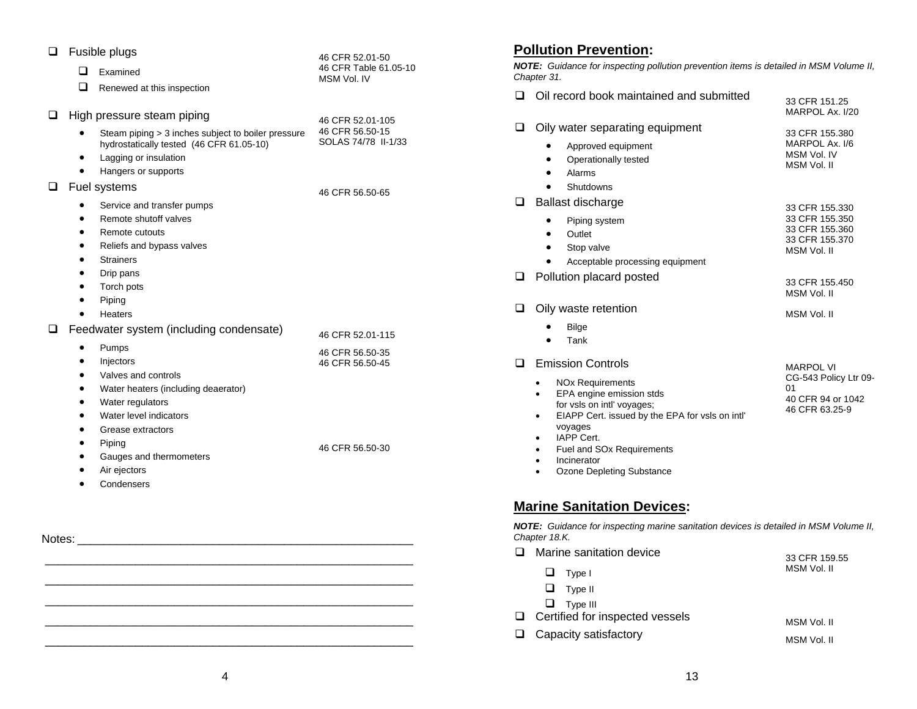- ☐ Fusible plugs — 46 CFR 52.01-50; 46 CFR Table 61.05-10; MSM Vol. IV
  - ☐ Examined
  - ☐ Renewed at this inspection
- ☐ High pressure steam piping — 46 CFR 52.01-105; 46 CFR 56.50-15; SOLAS 74/78 II-1/33
  - Steam piping > 3 inches subject to boiler pressure hydrostatically tested (46 CFR 61.05-10)
  - Lagging or insulation
  - Hangers or supports
- ☐ Fuel systems — 46 CFR 56.50-65
  - Service and transfer pumps
  - Remote shutoff valves
  - Remote cutouts
  - Reliefs and bypass valves
  - Strainers
  - Drip pans
  - Torch pots
  - Piping
  - Heaters
- ☐ Feedwater system (including condensate) — 46 CFR 52.01-115
  - Pumps — 46 CFR 56.50-35; 46 CFR 56.50-45
  - Injectors
  - Valves and controls
  - Water heaters (including deaerator)
  - Water regulators
  - Water level indicators
  - Grease extractors
  - Piping — 46 CFR 56.50-30
  - Gauges and thermometers
  - Air ejectors
  - Condensers

Notes: ______________________________________________________

______________________________________________________________

______________________________________________________________

______________________________________________________________

______________________________________________________________

______________________________________________________________

## Pollution Prevention:

***NOTE:** Guidance for inspecting pollution prevention items is detailed in MSM Volume II, Chapter 31.*

- ☐ Oil record book maintained and submitted — 33 CFR 151.25; MARPOL Ax. I/20
- ☐ Oily water separating equipment — 33 CFR 155.380; MARPOL Ax. I/6; MSM Vol. IV; MSM Vol. II
  - Approved equipment
  - Operationally tested
  - Alarms
  - Shutdowns
- ☐ Ballast discharge — 33 CFR 155.330; 33 CFR 155.350; 33 CFR 155.360; 33 CFR 155.370; MSM Vol. II
  - Piping system
  - Outlet
  - Stop valve
  - Acceptable processing equipment
- ☐ Pollution placard posted — 33 CFR 155.450; MSM Vol. II
- ☐ Oily waste retention — MSM Vol. II
  - Bilge
  - Tank
- ☐ Emission Controls — MARPOL VI; CG-543 Policy Ltr 09-01; 40 CFR 94 or 1042; 46 CFR 63.25-9
  - NOx Requirements
  - EPA engine emission stds for vsls on intl' voyages;
  - EIAPP Cert. issued by the EPA for vsls on intl' voyages
  - IAPP Cert.
  - Fuel and SOx Requirements
  - Incinerator
  - Ozone Depleting Substance

## Marine Sanitation Devices:

***NOTE:** Guidance for inspecting marine sanitation devices is detailed in MSM Volume II, Chapter 18.K.*

- ☐ Marine sanitation device — 33 CFR 159.55; MSM Vol. II
  - ☐ Type I
  - ☐ Type II
  - ☐ Type III
- ☐ Certified for inspected vessels — MSM Vol. II
- ☐ Capacity satisfactory — MSM Vol. II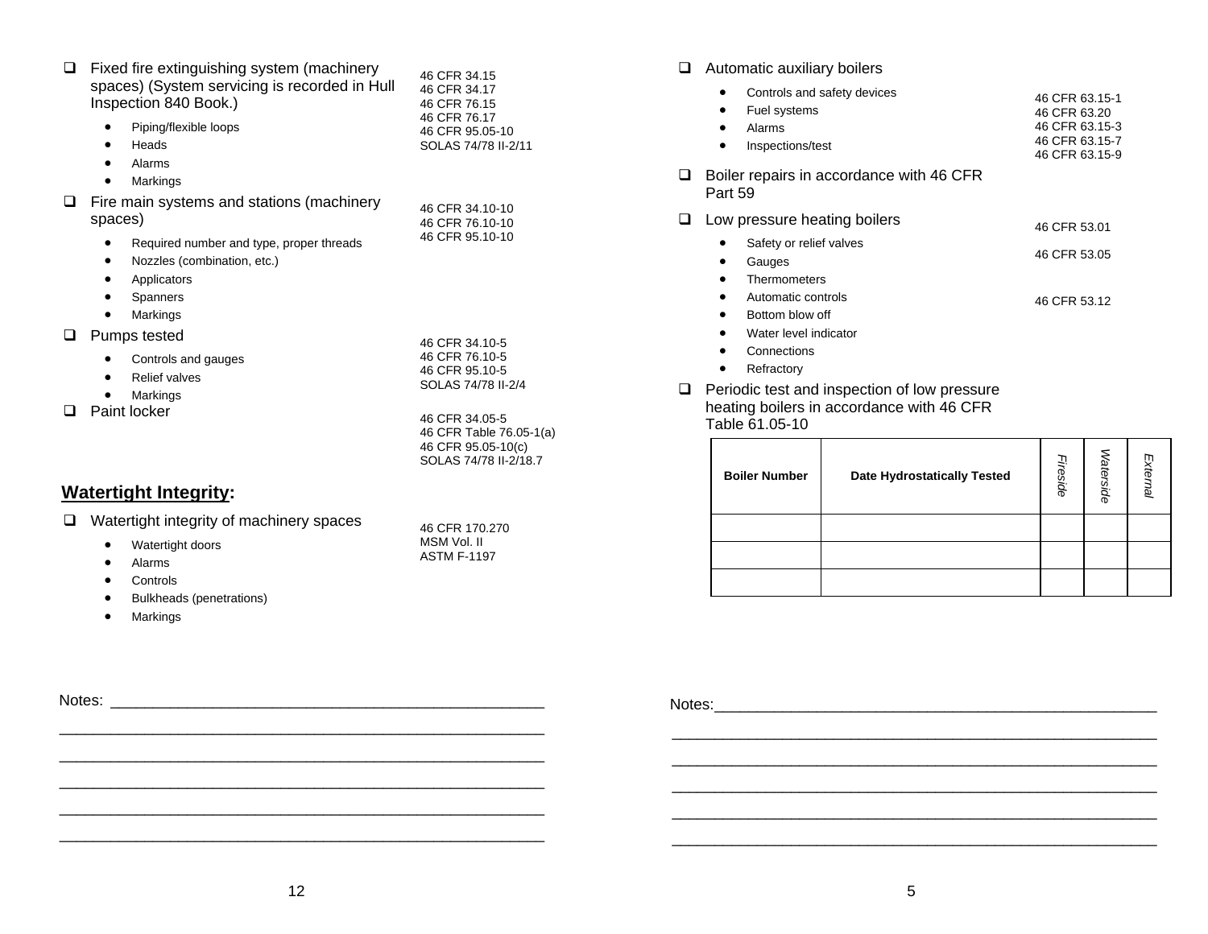- [ ] Fixed fire extinguishing system (machinery spaces) (System servicing is recorded in Hull Inspection 840 Book.)
  - Piping/flexible loops
  - Heads
  - Alarms
  - Markings

46 CFR 34.15
46 CFR 34.17
46 CFR 76.15
46 CFR 76.17
46 CFR 95.05-10
SOLAS 74/78 II-2/11

- [ ] Fire main systems and stations (machinery spaces)
  - Required number and type, proper threads
  - Nozzles (combination, etc.)
  - Applicators
  - Spanners
  - Markings

46 CFR 34.10-10
46 CFR 76.10-10
46 CFR 95.10-10

- [ ] Pumps tested
  - Controls and gauges
  - Relief valves
  - Markings

46 CFR 34.10-5
46 CFR 76.10-5
46 CFR 95.10-5
SOLAS 74/78 II-2/4

- [ ] Paint locker

46 CFR 34.05-5
46 CFR Table 76.05-1(a)
46 CFR 95.05-10(c)
SOLAS 74/78 II-2/18.7

## Watertight Integrity:

- [ ] Watertight integrity of machinery spaces
  - Watertight doors
  - Alarms
  - Controls
  - Bulkheads (penetrations)
  - Markings

46 CFR 170.270
MSM Vol. II
ASTM F-1197

Notes: ____________________________________________________

____________________________________________________________

____________________________________________________________

____________________________________________________________

____________________________________________________________

____________________________________________________________

- [ ] Automatic auxiliary boilers
  - Controls and safety devices
  - Fuel systems
  - Alarms
  - Inspections/test

46 CFR 63.15-1
46 CFR 63.20
46 CFR 63.15-3
46 CFR 63.15-7
46 CFR 63.15-9

- [ ] Boiler repairs in accordance with 46 CFR Part 59
- [ ] Low pressure heating boilers
  - Safety or relief valves
  - Gauges
  - Thermometers
  - Automatic controls
  - Bottom blow off
  - Water level indicator
  - Connections
  - Refractory

46 CFR 53.01
46 CFR 53.05
46 CFR 53.12

- [ ] Periodic test and inspection of low pressure heating boilers in accordance with 46 CFR Table 61.05-10

| Boiler Number | Date Hydrostatically Tested | *Fireside* | *Waterside* | *External* |
|---|---|---|---|---|
| | | | | |
| | | | | |
| | | | | |

Notes:______________________________________________________

____________________________________________________________

____________________________________________________________

____________________________________________________________

____________________________________________________________

____________________________________________________________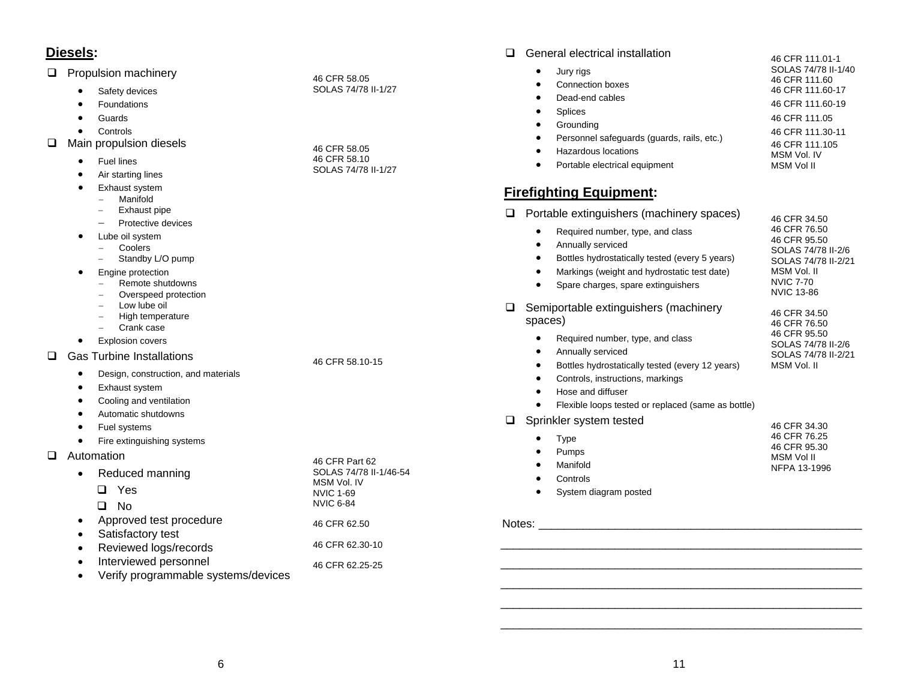## Diesels:

- ☐ Propulsion machinery — 46 CFR 58.05; SOLAS 74/78 II-1/27
  - Safety devices
  - Foundations
  - Guards
  - Controls
- ☐ Main propulsion diesels — 46 CFR 58.05; 46 CFR 58.10; SOLAS 74/78 II-1/27
  - Fuel lines
  - Air starting lines
  - Exhaust system
    - Manifold
    - Exhaust pipe
    - Protective devices
  - Lube oil system
    - Coolers
    - Standby L/O pump
  - Engine protection
    - Remote shutdowns
    - Overspeed protection
    - Low lube oil
    - High temperature
    - Crank case
  - Explosion covers
- ☐ Gas Turbine Installations — 46 CFR 58.10-15
  - Design, construction, and materials
  - Exhaust system
  - Cooling and ventilation
  - Automatic shutdowns
  - Fuel systems
  - Fire extinguishing systems
- ☐ Automation — 46 CFR Part 62; SOLAS 74/78 II-1/46-54; MSM Vol. IV; NVIC 1-69; NVIC 6-84
  - Reduced manning
    - ☐ Yes
    - ☐ No
  - Approved test procedure — 46 CFR 62.50
  - Satisfactory test
  - Reviewed logs/records — 46 CFR 62.30-10
  - Interviewed personnel — 46 CFR 62.25-25
  - Verify programmable systems/devices

- ☐ General electrical installation — 46 CFR 111.01-1
  - Jury rigs — SOLAS 74/78 II-1/40
  - Connection boxes — 46 CFR 111.60
  - Dead-end cables — 46 CFR 111.60-17
  - Splices — 46 CFR 111.60-19
  - Grounding — 46 CFR 111.05
  - Personnel safeguards (guards, rails, etc.) — 46 CFR 111.30-11
  - Hazardous locations — 46 CFR 111.105
  - Portable electrical equipment — MSM Vol. IV; MSM Vol II

## Firefighting Equipment:

- ☐ Portable extinguishers (machinery spaces) — 46 CFR 34.50; 46 CFR 76.50; 46 CFR 95.50; SOLAS 74/78 II-2/6; SOLAS 74/78 II-2/21; MSM Vol. II; NVIC 7-70; NVIC 13-86
  - Required number, type, and class
  - Annually serviced
  - Bottles hydrostatically tested (every 5 years)
  - Markings (weight and hydrostatic test date)
  - Spare charges, spare extinguishers
- ☐ Semiportable extinguishers (machinery spaces) — 46 CFR 34.50; 46 CFR 76.50; 46 CFR 95.50; SOLAS 74/78 II-2/6; SOLAS 74/78 II-2/21; MSM Vol. II
  - Required number, type, and class
  - Annually serviced
  - Bottles hydrostatically tested (every 12 years)
  - Controls, instructions, markings
  - Hose and diffuser
  - Flexible loops tested or replaced (same as bottle)
- ☐ Sprinkler system tested — 46 CFR 34.30; 46 CFR 76.25; 46 CFR 95.30; MSM Vol II; NFPA 13-1996
  - Type
  - Pumps
  - Manifold
  - Controls
  - System diagram posted

Notes: ____________________________________________

____________________________________________

____________________________________________

____________________________________________

____________________________________________

____________________________________________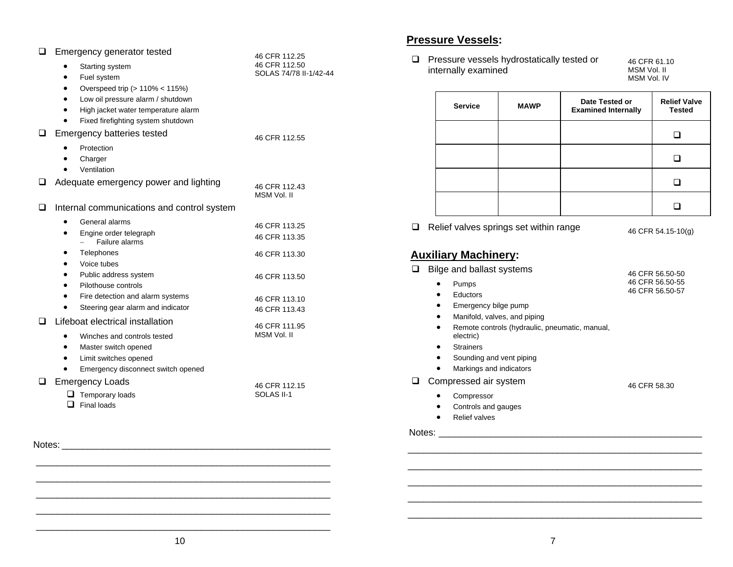- ❑ Emergency generator tested — 46 CFR 112.25, 46 CFR 112.50, SOLAS 74/78 II-1/42-44
  - Starting system
  - Fuel system
  - Overspeed trip (> 110% < 115%)
  - Low oil pressure alarm / shutdown
  - High jacket water temperature alarm
  - Fixed firefighting system shutdown
- ❑ Emergency batteries tested — 46 CFR 112.55
  - Protection
  - Charger
  - Ventilation
- ❑ Adequate emergency power and lighting — 46 CFR 112.43, MSM Vol. II
- ❑ Internal communications and control system
  - General alarms — 46 CFR 113.25
  - Engine order telegraph — 46 CFR 113.35
    - Failure alarms
  - Telephones — 46 CFR 113.30
  - Voice tubes
  - Public address system — 46 CFR 113.50
  - Pilothouse controls
  - Fire detection and alarm systems — 46 CFR 113.10
  - Steering gear alarm and indicator — 46 CFR 113.43
- ❑ Lifeboat electrical installation — 46 CFR 111.95, MSM Vol. II
  - Winches and controls tested
  - Master switch opened
  - Limit switches opened
  - Emergency disconnect switch opened
- ❑ Emergency Loads — 46 CFR 112.15, SOLAS II-1
  - ❑ Temporary loads
  - ❑ Final loads

Notes: ______________________________________________________

______________________________________________________

______________________________________________________

______________________________________________________

______________________________________________________

______________________________________________________

## Pressure Vessels:

- ❑ Pressure vessels hydrostatically tested or internally examined — 46 CFR 61.10, MSM Vol. II, MSM Vol. IV

| Service | MAWP | Date Tested or Examined Internally | Relief Valve Tested |
|---|---|---|---|
| | | | ❑ |
| | | | ❑ |
| | | | ❑ |
| | | | ❑ |

- ❑ Relief valves springs set within range — 46 CFR 54.15-10(g)

## Auxiliary Machinery:

- ❑ Bilge and ballast systems — 46 CFR 56.50-50, 46 CFR 56.50-55, 46 CFR 56.50-57
  - Pumps
  - Eductors
  - Emergency bilge pump
  - Manifold, valves, and piping
  - Remote controls (hydraulic, pneumatic, manual, electric)
  - Strainers
  - Sounding and vent piping
  - Markings and indicators
- ❑ Compressed air system — 46 CFR 58.30
  - Compressor
  - Controls and gauges
  - Relief valves

Notes: ______________________________________________________

______________________________________________________

______________________________________________________

______________________________________________________

______________________________________________________

______________________________________________________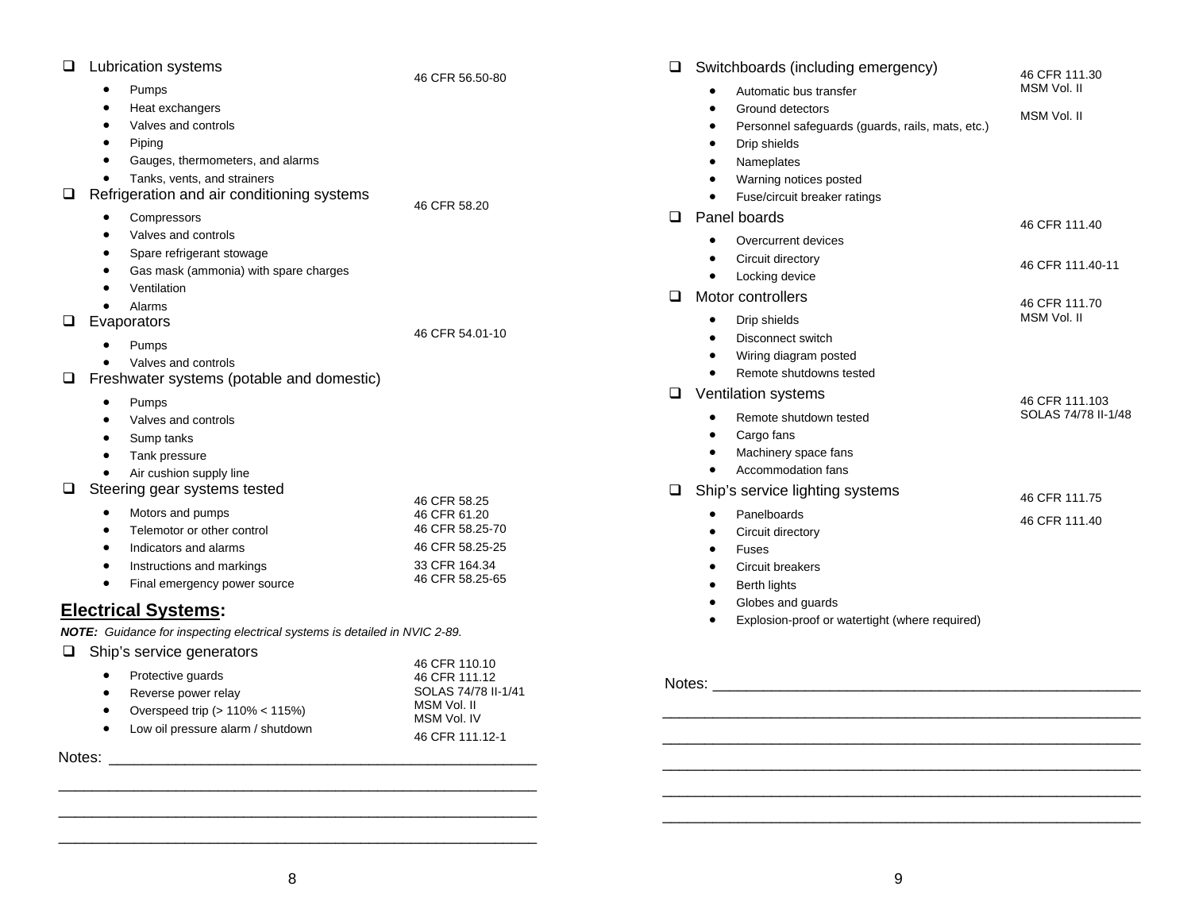- ☐ Lubrication systems — 46 CFR 56.50-80
  - Pumps
  - Heat exchangers
  - Valves and controls
  - Piping
  - Gauges, thermometers, and alarms
  - Tanks, vents, and strainers
- ☐ Refrigeration and air conditioning systems — 46 CFR 58.20
  - Compressors
  - Valves and controls
  - Spare refrigerant stowage
  - Gas mask (ammonia) with spare charges
  - Ventilation
  - Alarms
- ☐ Evaporators — 46 CFR 54.01-10
  - Pumps
  - Valves and controls
- ☐ Freshwater systems (potable and domestic)
  - Pumps
  - Valves and controls
  - Sump tanks
  - Tank pressure
  - Air cushion supply line
- ☐ Steering gear systems tested — 46 CFR 58.25, 46 CFR 61.20
  - Motors and pumps — 46 CFR 58.25-70
  - Telemotor or other control
  - Indicators and alarms — 46 CFR 58.25-25
  - Instructions and markings — 33 CFR 164.34
  - Final emergency power source — 46 CFR 58.25-65

## Electrical Systems:

***NOTE:** Guidance for inspecting electrical systems is detailed in NVIC 2-89.*

- ☐ Ship's service generators — 46 CFR 110.10, 46 CFR 111.12, SOLAS 74/78 II-1/41, MSM Vol. II, MSM Vol. IV
  - Protective guards
  - Reverse power relay
  - Overspeed trip (> 110% < 115%)
  - Low oil pressure alarm / shutdown — 46 CFR 111.12-1

Notes: ______________________________________________

______________________________________________

______________________________________________

______________________________________________

- ☐ Switchboards (including emergency) — 46 CFR 111.30, MSM Vol. II
  - Automatic bus transfer
  - Ground detectors — MSM Vol. II
  - Personnel safeguards (guards, rails, mats, etc.)
  - Drip shields
  - Nameplates
  - Warning notices posted
  - Fuse/circuit breaker ratings
- ☐ Panel boards — 46 CFR 111.40
  - Overcurrent devices
  - Circuit directory — 46 CFR 111.40-11
  - Locking device
- ☐ Motor controllers — 46 CFR 111.70, MSM Vol. II
  - Drip shields
  - Disconnect switch
  - Wiring diagram posted
  - Remote shutdowns tested
- ☐ Ventilation systems — 46 CFR 111.103, SOLAS 74/78 II-1/48
  - Remote shutdown tested
  - Cargo fans
  - Machinery space fans
  - Accommodation fans
- ☐ Ship's service lighting systems — 46 CFR 111.75
  - Panelboards — 46 CFR 111.40
  - Circuit directory
  - Fuses
  - Circuit breakers
  - Berth lights
  - Globes and guards
  - Explosion-proof or watertight (where required)

Notes: ______________________________________________

______________________________________________

______________________________________________

______________________________________________

______________________________________________

______________________________________________